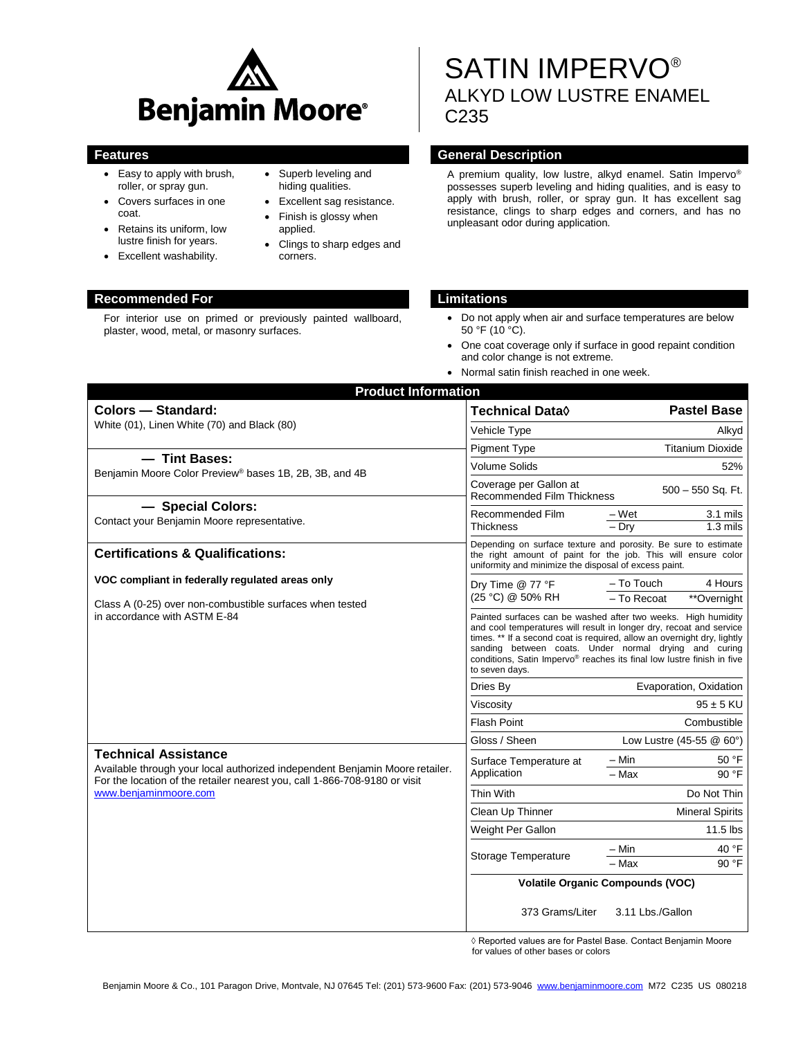Benjamin Moore®

# SATIN IMPERVO®

## ALKYD LOW LUSTRE ENAMEL
## C235

## Features

- Easy to apply with brush, roller, or spray gun.
- Covers surfaces in one coat.
- Retains its uniform, low lustre finish for years.
- Excellent washability.
- Superb leveling and hiding qualities.
- Excellent sag resistance.
- Finish is glossy when applied.
- Clings to sharp edges and corners.

## General Description

A premium quality, low lustre, alkyd enamel. Satin Impervo® possesses superb leveling and hiding qualities, and is easy to apply with brush, roller, or spray gun. It has excellent sag resistance, clings to sharp edges and corners, and has no unpleasant odor during application.

## Recommended For

For interior use on primed or previously painted wallboard, plaster, wood, metal, or masonry surfaces.

## Limitations

- Do not apply when air and surface temperatures are below 50 °F (10 °C).
- One coat coverage only if surface in good repaint condition and color change is not extreme.
- Normal satin finish reached in one week.

## Product Information

### Colors — Standard:

White (01), Linen White (70) and Black (80)

### — Tint Bases:

Benjamin Moore Color Preview® bases 1B, 2B, 3B, and 4B

### — Special Colors:

Contact your Benjamin Moore representative.

### Certifications & Qualifications:

**VOC compliant in federally regulated areas only**

Class A (0-25) over non-combustible surfaces when tested in accordance with ASTM E-84

### Technical Assistance

Available through your local authorized independent Benjamin Moore retailer. For the location of the retailer nearest you, call 1-866-708-9180 or visit www.benjaminmoore.com

| Technical Data◊ | | Pastel Base |
|---|---|---|
| Vehicle Type | | Alkyd |
| Pigment Type | | Titanium Dioxide |
| Volume Solids | | 52% |
| Coverage per Gallon at Recommended Film Thickness | | 500 – 550 Sq. Ft. |
| Recommended Film Thickness | – Wet | 3.1 mils |
| | – Dry | 1.3 mils |
| Depending on surface texture and porosity. Be sure to estimate the right amount of paint for the job. This will ensure color uniformity and minimize the disposal of excess paint. | | |
| Dry Time @ 77 °F (25 °C) @ 50% RH | – To Touch | 4 Hours |
| | – To Recoat | **Overnight |
| Painted surfaces can be washed after two weeks. High humidity and cool temperatures will result in longer dry, recoat and service times. ** If a second coat is required, allow an overnight dry, lightly sanding between coats. Under normal drying and curing conditions, Satin Impervo® reaches its final low lustre finish in five to seven days. | | |
| Dries By | | Evaporation, Oxidation |
| Viscosity | | 95 ± 5 KU |
| Flash Point | | Combustible |
| Gloss / Sheen | | Low Lustre (45-55 @ 60°) |
| Surface Temperature at Application | – Min | 50 °F |
| | – Max | 90 °F |
| Thin With | | Do Not Thin |
| Clean Up Thinner | | Mineral Spirits |
| Weight Per Gallon | | 11.5 lbs |
| Storage Temperature | – Min | 40 °F |
| | – Max | 90 °F |
| **Volatile Organic Compounds (VOC)** | | |
| 373 Grams/Liter | | 3.11 Lbs./Gallon |

◊ Reported values are for Pastel Base. Contact Benjamin Moore for values of other bases or colors

Benjamin Moore & Co., 101 Paragon Drive, Montvale, NJ 07645 Tel: (201) 573-9600 Fax: (201) 573-9046 www.benjaminmoore.com M72 C235 US 080218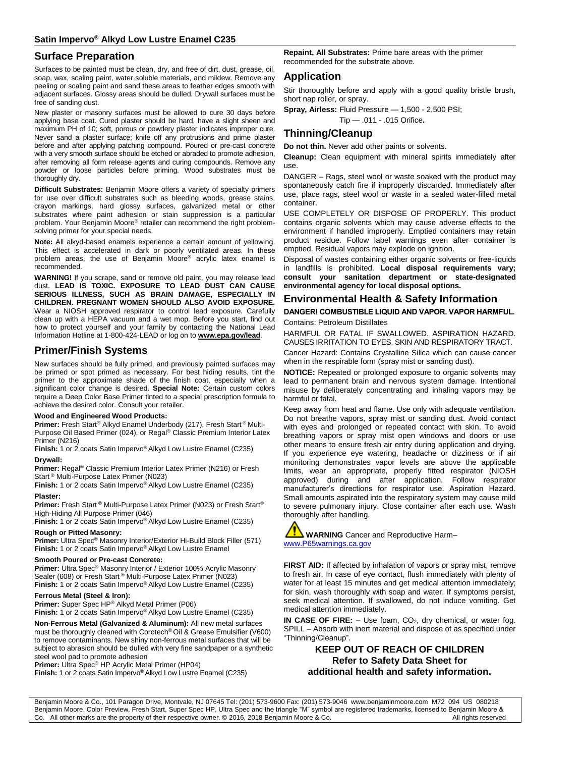## Satin Impervo® Alkyd Low Lustre Enamel C235

## Surface Preparation

Surfaces to be painted must be clean, dry, and free of dirt, dust, grease, oil, soap, wax, scaling paint, water soluble materials, and mildew. Remove any peeling or scaling paint and sand these areas to feather edges smooth with adjacent surfaces. Glossy areas should be dulled. Drywall surfaces must be free of sanding dust.

New plaster or masonry surfaces must be allowed to cure 30 days before applying base coat. Cured plaster should be hard, have a slight sheen and maximum PH of 10; soft, porous or powdery plaster indicates improper cure. Never sand a plaster surface; knife off any protrusions and prime plaster before and after applying patching compound. Poured or pre-cast concrete with a very smooth surface should be etched or abraded to promote adhesion, after removing all form release agents and curing compounds. Remove any powder or loose particles before priming. Wood substrates must be thoroughly dry.

**Difficult Substrates:** Benjamin Moore offers a variety of specialty primers for use over difficult substrates such as bleeding woods, grease stains, crayon markings, hard glossy surfaces, galvanized metal or other substrates where paint adhesion or stain suppression is a particular problem. Your Benjamin Moore® retailer can recommend the right problem-solving primer for your special needs.

**Note:** All alkyd-based enamels experience a certain amount of yellowing. This effect is accelerated in dark or poorly ventilated areas. In these problem areas, the use of Benjamin Moore® acrylic latex enamel is recommended.

**WARNING!** If you scrape, sand or remove old paint, you may release lead dust. **LEAD IS TOXIC. EXPOSURE TO LEAD DUST CAN CAUSE SERIOUS ILLNESS, SUCH AS BRAIN DAMAGE, ESPECIALLY IN CHILDREN. PREGNANT WOMEN SHOULD ALSO AVOID EXPOSURE.** Wear a NIOSH approved respirator to control lead exposure. Carefully clean up with a HEPA vacuum and a wet mop. Before you start, find out how to protect yourself and your family by contacting the National Lead Information Hotline at 1-800-424-LEAD or log on to **www.epa.gov/lead**.

## Primer/Finish Systems

New surfaces should be fully primed, and previously painted surfaces may be primed or spot primed as necessary. For best hiding results, tint the primer to the approximate shade of the finish coat, especially when a significant color change is desired. **Special Note:** Certain custom colors require a Deep Color Base Primer tinted to a special prescription formula to achieve the desired color. Consult your retailer.

**Wood and Engineered Wood Products:**
**Primer:** Fresh Start® Alkyd Enamel Underbody (217), Fresh Start® Multi-Purpose Oil Based Primer (024), or Regal® Classic Premium Interior Latex Primer (N216)
**Finish:** 1 or 2 coats Satin Impervo® Alkyd Low Lustre Enamel (C235)

**Drywall:**
**Primer:** Regal® Classic Premium Interior Latex Primer (N216) or Fresh Start® Multi-Purpose Latex Primer (N023)
**Finish:** 1 or 2 coats Satin Impervo® Alkyd Low Lustre Enamel (C235)

**Plaster:**
**Primer:** Fresh Start® Multi-Purpose Latex Primer (N023) or Fresh Start® High-Hiding All Purpose Primer (046)
**Finish:** 1 or 2 coats Satin Impervo® Alkyd Low Lustre Enamel (C235)

**Rough or Pitted Masonry:**
**Primer:** Ultra Spec® Masonry Interior/Exterior Hi-Build Block Filler (571)
**Finish:** 1 or 2 coats Satin Impervo® Alkyd Low Lustre Enamel

**Smooth Poured or Pre-cast Concrete:**
**Primer:** Ultra Spec® Masonry Interior / Exterior 100% Acrylic Masonry Sealer (608) or Fresh Start® Multi-Purpose Latex Primer (N023)
**Finish:** 1 or 2 coats Satin Impervo® Alkyd Low Lustre Enamel (C235)

**Ferrous Metal (Steel & Iron):**
**Primer:** Super Spec HP® Alkyd Metal Primer (P06)
**Finish:** 1 or 2 coats Satin Impervo® Alkyd Low Lustre Enamel (C235)

**Non-Ferrous Metal (Galvanized & Aluminum):** All new metal surfaces must be thoroughly cleaned with Corotech® Oil & Grease Emulsifier (V600) to remove contaminants. New shiny non-ferrous metal surfaces that will be subject to abrasion should be dulled with very fine sandpaper or a synthetic steel wool pad to promote adhesion
**Primer:** Ultra Spec® HP Acrylic Metal Primer (HP04)
**Finish:** 1 or 2 coats Satin Impervo® Alkyd Low Lustre Enamel (C235)

**Repaint, All Substrates:** Prime bare areas with the primer recommended for the substrate above.

## Application

Stir thoroughly before and apply with a good quality bristle brush, short nap roller, or spray.

**Spray, Airless:** Fluid Pressure — 1,500 - 2,500 PSI;
Tip — .011 - .015 Orifice**.**

## Thinning/Cleanup

**Do not thin.** Never add other paints or solvents.

**Cleanup:** Clean equipment with mineral spirits immediately after use.

DANGER – Rags, steel wool or waste soaked with the product may spontaneously catch fire if improperly discarded. Immediately after use, place rags, steel wool or waste in a sealed water-filled metal container.

USE COMPLETELY OR DISPOSE OF PROPERLY. This product contains organic solvents which may cause adverse effects to the environment if handled improperly. Emptied containers may retain product residue. Follow label warnings even after container is emptied. Residual vapors may explode on ignition.

Disposal of wastes containing either organic solvents or free-liquids in landfills is prohibited. **Local disposal requirements vary; consult your sanitation department or state-designated environmental agency for local disposal options.**

## Environmental Health & Safety Information

**DANGER! COMBUSTIBLE LIQUID AND VAPOR. VAPOR HARMFUL.**

Contains: Petroleum Distillates

HARMFUL OR FATAL IF SWALLOWED. ASPIRATION HAZARD. CAUSES IRRITATION TO EYES, SKIN AND RESPIRATORY TRACT.

Cancer Hazard: Contains Crystalline Silica which can cause cancer when in the respirable form (spray mist or sanding dust).

**NOTICE:** Repeated or prolonged exposure to organic solvents may lead to permanent brain and nervous system damage. Intentional misuse by deliberately concentrating and inhaling vapors may be harmful or fatal.

Keep away from heat and flame. Use only with adequate ventilation. Do not breathe vapors, spray mist or sanding dust. Avoid contact with eyes and prolonged or repeated contact with skin. To avoid breathing vapors or spray mist open windows and doors or use other means to ensure fresh air entry during application and drying. If you experience eye watering, headache or dizziness or if air monitoring demonstrates vapor levels are above the applicable limits, wear an appropriate, properly fitted respirator (NIOSH approved) during and after application. Follow respirator manufacturer's directions for respirator use. Aspiration Hazard. Small amounts aspirated into the respiratory system may cause mild to severe pulmonary injury. Close container after each use. Wash thoroughly after handling.

**WARNING** Cancer and Reproductive Harm– www.P65warnings.ca.gov

**FIRST AID:** If affected by inhalation of vapors or spray mist, remove to fresh air. In case of eye contact, flush immediately with plenty of water for at least 15 minutes and get medical attention immediately; for skin, wash thoroughly with soap and water. If symptoms persist, seek medical attention. If swallowed, do not induce vomiting. Get medical attention immediately.

**IN CASE OF FIRE:** – Use foam, $CO_2$, dry chemical, or water fog. SPILL – Absorb with inert material and dispose of as specified under "Thinning/Cleanup".

**KEEP OUT OF REACH OF CHILDREN**
**Refer to Safety Data Sheet for additional health and safety information.**

Benjamin Moore & Co., 101 Paragon Drive, Montvale, NJ 07645 Tel: (201) 573-9600 Fax: (201) 573-9046 www.benjaminmoore.com M72 094 US 080218
Benjamin Moore, Color Preview, Fresh Start, Super Spec HP, Ultra Spec and the triangle "M" symbol are registered trademarks, licensed to Benjamin Moore & Co. All other marks are the property of their respective owner. © 2016, 2018 Benjamin Moore & Co. All rights reserved